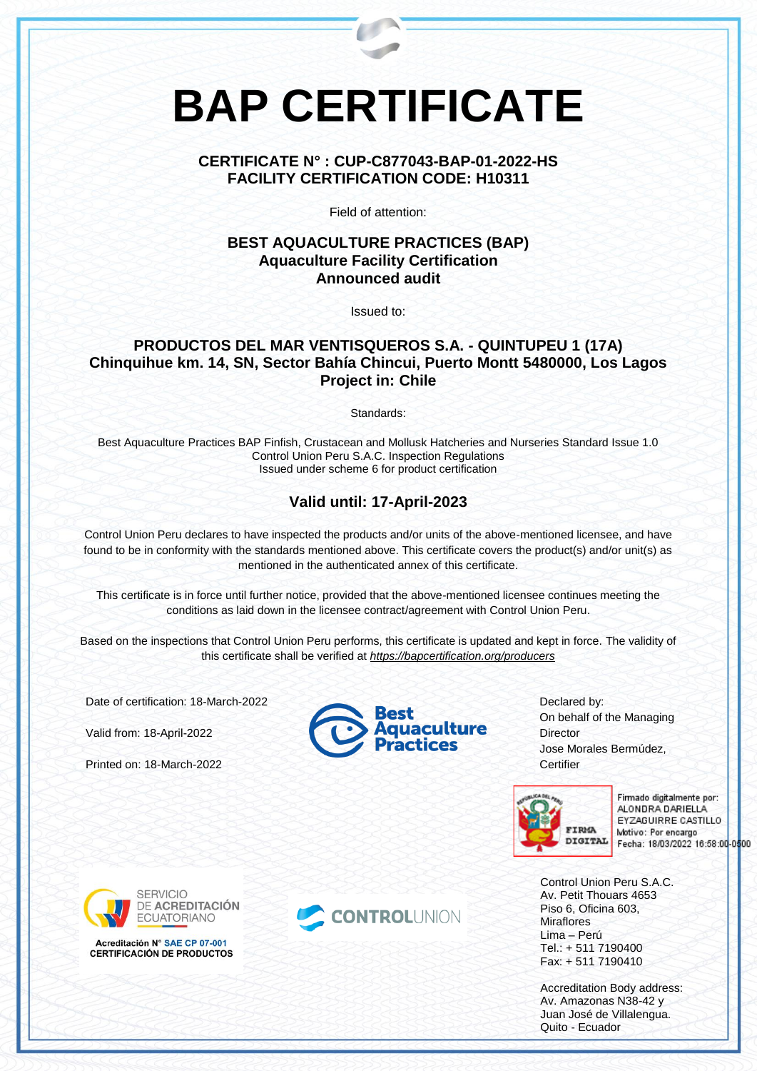# BAP CERTIFICATE

**CERTIFICATE N° : CUP-C877043-BAP-01-2022-HS**
**FACILITY CERTIFICATION CODE: H10311**

Field of attention:

**BEST AQUACULTURE PRACTICES (BAP)**
**Aquaculture Facility Certification**
**Announced audit**

Issued to:

**PRODUCTOS DEL MAR VENTISQUEROS S.A. - QUINTUPEU 1 (17A)**
**Chinquihue km. 14, SN, Sector Bahía Chincui, Puerto Montt 5480000, Los Lagos**
**Project in: Chile**

Standards:

Best Aquaculture Practices BAP Finfish, Crustacean and Mollusk Hatcheries and Nurseries Standard Issue 1.0
Control Union Peru S.A.C. Inspection Regulations
Issued under scheme 6 for product certification

## Valid until: 17-April-2023

Control Union Peru declares to have inspected the products and/or units of the above-mentioned licensee, and have found to be in conformity with the standards mentioned above. This certificate covers the product(s) and/or unit(s) as mentioned in the authenticated annex of this certificate.

This certificate is in force until further notice, provided that the above-mentioned licensee continues meeting the conditions as laid down in the licensee contract/agreement with Control Union Peru.

Based on the inspections that Control Union Peru performs, this certificate is updated and kept in force. The validity of this certificate shall be verified at *https://bapcertification.org/producers*

Date of certification: 18-March-2022

Valid from: 18-April-2022

Printed on: 18-March-2022

Best Aquaculture Practices

Declared by:
On behalf of the Managing Director
Jose Morales Bermúdez,
Certifier

FIRMA DIGITAL
Firmado digitalmente por:
ALONDRA DARIELLA EYZAGUIRRE CASTILLO
Motivo: Por encargo
Fecha: 18/03/2022 16:58:00-0500

SERVICIO DE ACREDITACIÓN ECUATORIANO
Acreditación N° SAE CP 07-001
CERTIFICACIÓN DE PRODUCTOS

CONTROLUNION

Control Union Peru S.A.C.
Av. Petit Thouars 4653
Piso 6, Oficina 603,
Miraflores
Lima – Perú
Tel.: + 511 7190400
Fax: + 511 7190410

Accreditation Body address:
Av. Amazonas N38-42 y
Juan José de Villalengua.
Quito - Ecuador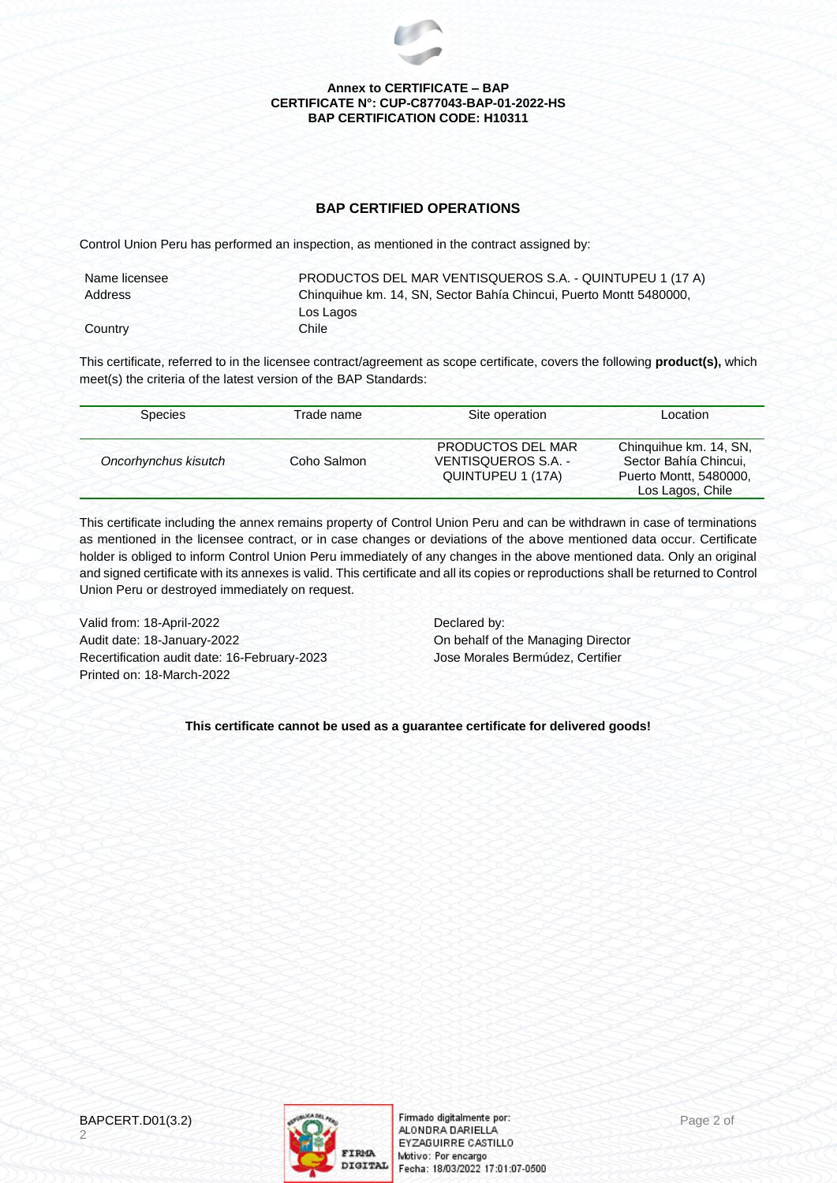**Annex to CERTIFICATE – BAP**
**CERTIFICATE N°: CUP-C877043-BAP-01-2022-HS**
**BAP CERTIFICATION CODE: H10311**

## BAP CERTIFIED OPERATIONS

Control Union Peru has performed an inspection, as mentioned in the contract assigned by:

| | |
|---|---|
| Name licensee | PRODUCTOS DEL MAR VENTISQUEROS S.A. - QUINTUPEU 1 (17 A) |
| Address | Chinquihue km. 14, SN, Sector Bahía Chincui, Puerto Montt 5480000, Los Lagos |
| Country | Chile |

This certificate, referred to in the licensee contract/agreement as scope certificate, covers the following **product(s),** which meet(s) the criteria of the latest version of the BAP Standards:

| Species | Trade name | Site operation | Location |
|---|---|---|---|
| *Oncorhynchus kisutch* | Coho Salmon | PRODUCTOS DEL MAR VENTISQUEROS S.A. - QUINTUPEU 1 (17A) | Chinquihue km. 14, SN, Sector Bahía Chincui, Puerto Montt, 5480000, Los Lagos, Chile |

This certificate including the annex remains property of Control Union Peru and can be withdrawn in case of terminations as mentioned in the licensee contract, or in case changes or deviations of the above mentioned data occur. Certificate holder is obliged to inform Control Union Peru immediately of any changes in the above mentioned data. Only an original and signed certificate with its annexes is valid. This certificate and all its copies or reproductions shall be returned to Control Union Peru or destroyed immediately on request.

Valid from: 18-April-2022
Audit date: 18-January-2022
Recertification audit date: 16-February-2023
Printed on: 18-March-2022

Declared by:
On behalf of the Managing Director
Jose Morales Bermúdez, Certifier

**This certificate cannot be used as a guarantee certificate for delivered goods!**

BAPCERT.D01(3.2)

FIRMA DIGITAL

Firmado digitalmente por:
ALONDRA DARIELLA
EYZAGUIRRE CASTILLO
Motivo: Por encargo
Fecha: 18/03/2022 17:01:07-0500